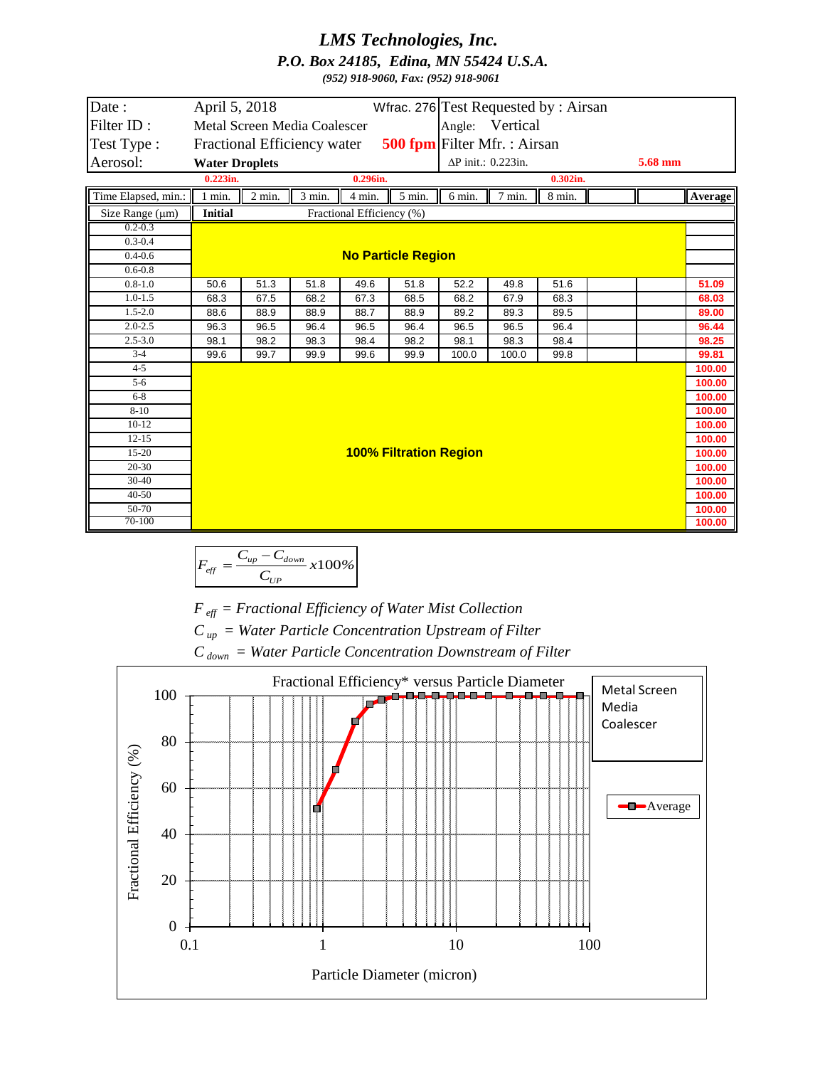# LMS Technologies, Inc.

***P.O. Box 24185, Edina, MN 55424 U.S.A.***

*(952) 918-9060, Fax: (952) 918-9061*

| | | | |
|---|---|---|---|
| Date : | April 5, 2018 | Wfrac. 276 | Test Requested by : Airsan |
| Filter ID : | Metal Screen Media Coalescer | | Angle: Vertical |
| Test Type : | Fractional Efficiency water | **500 fpm** | Filter Mfr. : Airsan |
| Aerosol: | **Water Droplets** | | ΔP init.: 0.223in. **5.68 mm** |

**0.223in.** **0.296in.** **0.302in.**

| Time Elapsed, min.: | 1 min. | 2 min. | 3 min. | 4 min. | 5 min. | 6 min. | 7 min. | 8 min. | | | Average |
|---|---|---|---|---|---|---|---|---|---|---|---|
| Size Range (μm) | Initial | Fractional Efficiency (%) | | | | | | | | | |
| 0.2-0.3 | No Particle Region | | | | | | | | | | |
| 0.3-0.4 | | | | | | | | | | | |
| 0.4-0.6 | | | | | | | | | | | |
| 0.6-0.8 | | | | | | | | | | | |
| 0.8-1.0 | 50.6 | 51.3 | 51.8 | 49.6 | 51.8 | 52.2 | 49.8 | 51.6 | | | 51.09 |
| 1.0-1.5 | 68.3 | 67.5 | 68.2 | 67.3 | 68.5 | 68.2 | 67.9 | 68.3 | | | 68.03 |
| 1.5-2.0 | 88.6 | 88.9 | 88.9 | 88.7 | 88.9 | 89.2 | 89.3 | 89.5 | | | 89.00 |
| 2.0-2.5 | 96.3 | 96.5 | 96.4 | 96.5 | 96.4 | 96.5 | 96.5 | 96.4 | | | 96.44 |
| 2.5-3.0 | 98.1 | 98.2 | 98.3 | 98.4 | 98.2 | 98.1 | 98.3 | 98.4 | | | 98.25 |
| 3-4 | 99.6 | 99.7 | 99.9 | 99.6 | 99.9 | 100.0 | 100.0 | 99.8 | | | 99.81 |
| 4-5 | 100% Filtration Region | | | | | | | | | | 100.00 |
| 5-6 | | | | | | | | | | | 100.00 |
| 6-8 | | | | | | | | | | | 100.00 |
| 8-10 | | | | | | | | | | | 100.00 |
| 10-12 | | | | | | | | | | | 100.00 |
| 12-15 | | | | | | | | | | | 100.00 |
| 15-20 | | | | | | | | | | | 100.00 |
| 20-30 | | | | | | | | | | | 100.00 |
| 30-40 | | | | | | | | | | | 100.00 |
| 40-50 | | | | | | | | | | | 100.00 |
| 50-70 | | | | | | | | | | | 100.00 |
| 70-100 | | | | | | | | | | | 100.00 |

$$F_{eff} = \frac{C_{up} - C_{down}}{C_{UP}} x100\%$$

*$F_{eff}$ = Fractional Efficiency of Water Mist Collection*

*$C_{up}$ = Water Particle Concentration Upstream of Filter*

*$C_{down}$ = Water Particle Concentration Downstream of Filter*

Fractional Efficiency* versus Particle Diameter

Metal Screen Media Coalescer

Average

Fractional Efficiency (%)

Particle Diameter (micron)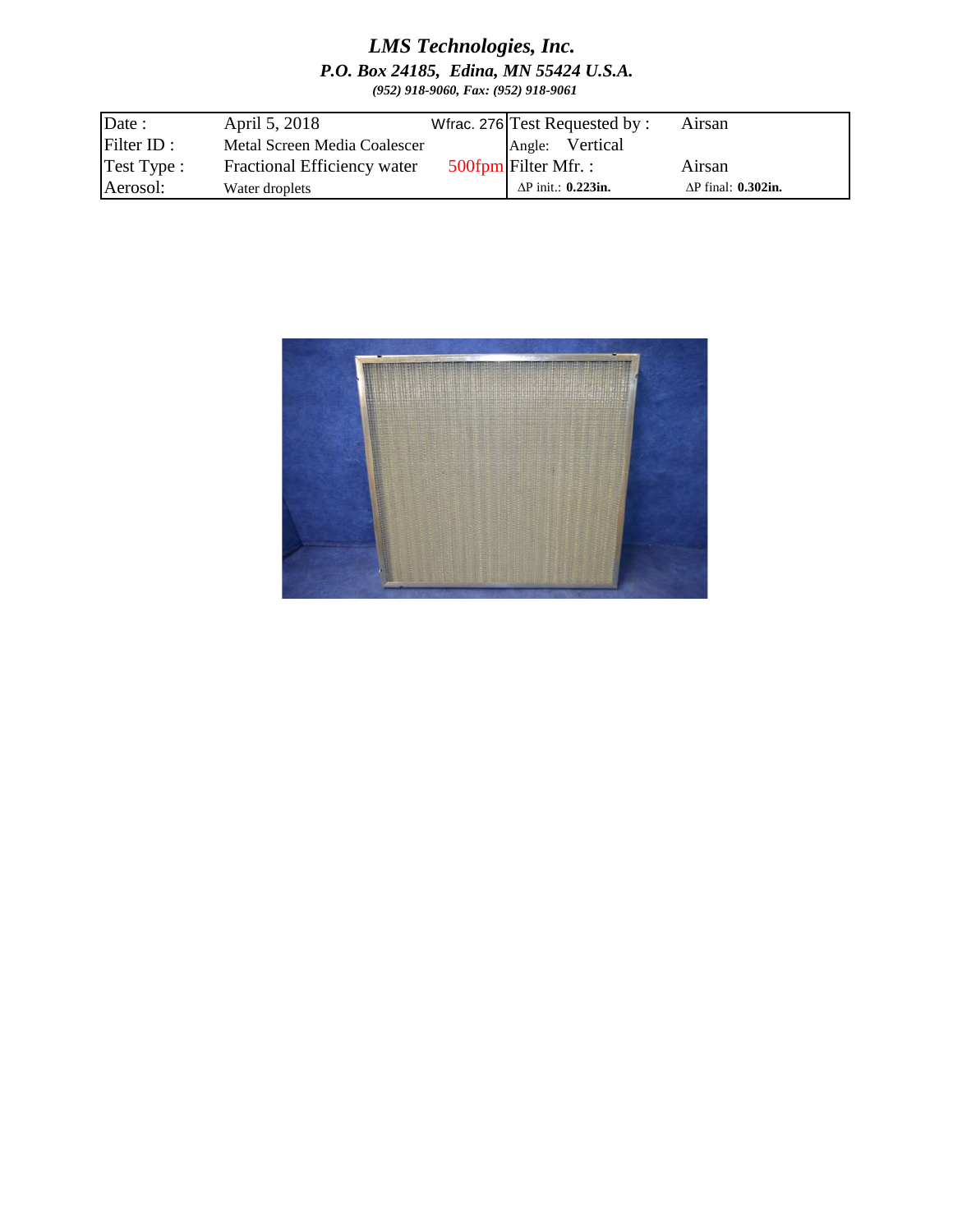***LMS Technologies, Inc.***

***P.O. Box 24185, Edina, MN 55424 U.S.A.***

***(952) 918-9060, Fax: (952) 918-9061***

| | | | | |
|---|---|---|---|---|
| Date : | April 5, 2018 | Wfrac. 276 | Test Requested by : | Airsan |
| Filter ID : | Metal Screen Media Coalescer | | Angle: Vertical | |
| Test Type : | Fractional Efficiency water | 500fpm | Filter Mfr. : | Airsan |
| Aerosol: | Water droplets | | ΔP init.: **0.223in.** | ΔP final: **0.302in.** |